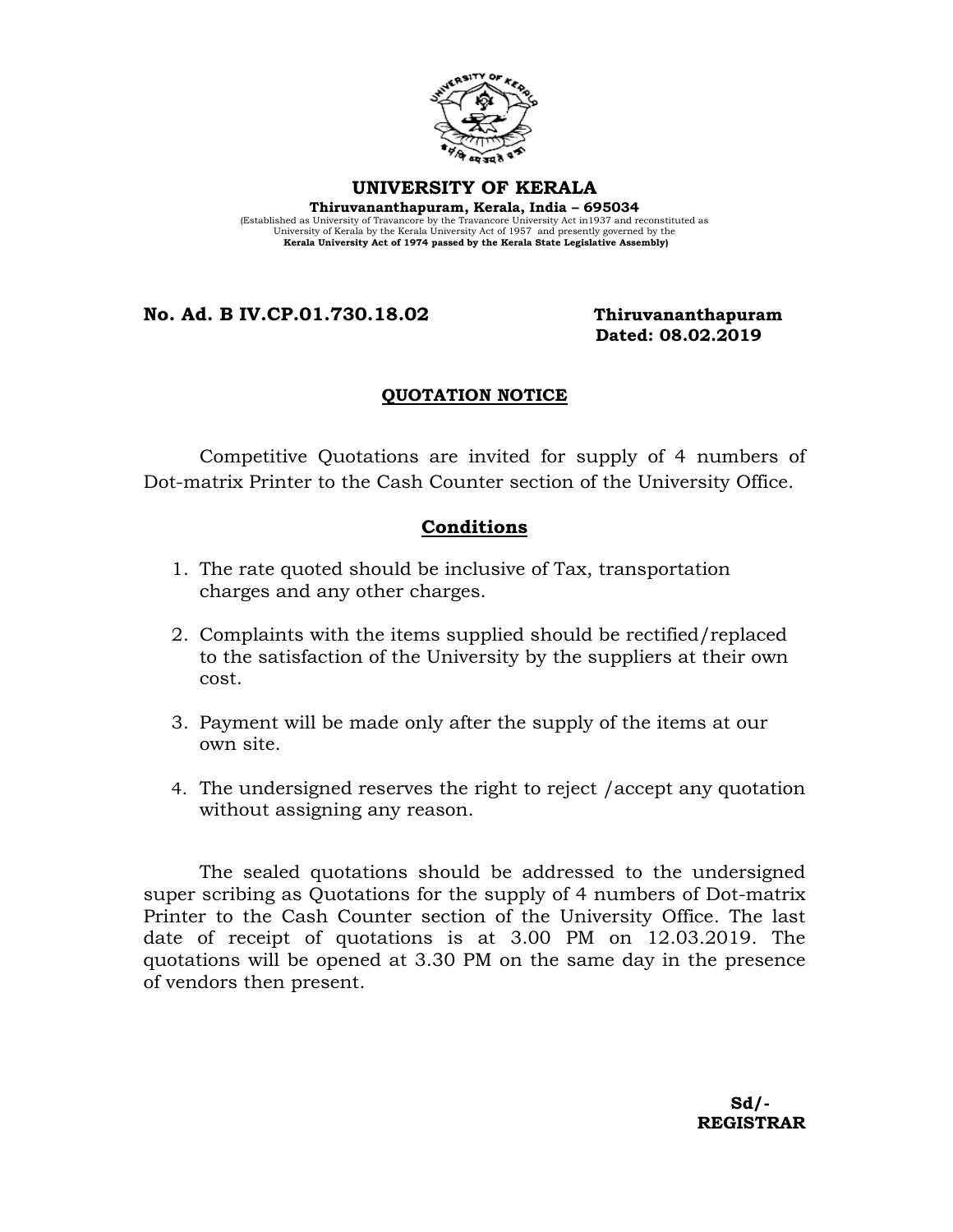# UNIVERSITY OF KERALA

**Thiruvananthapuram, Kerala, India – 695034**

(Established as University of Travancore by the Travancore University Act in1937 and reconstituted as University of Kerala by the Kerala University Act of 1957 and presently governed by the **Kerala University Act of 1974 passed by the Kerala State Legislative Assembly)**

**No. Ad. B IV.CP.01.730.18.02** **Thiruvananthapuram**

**Dated: 08.02.2019**

## QUOTATION NOTICE

Competitive Quotations are invited for supply of 4 numbers of Dot-matrix Printer to the Cash Counter section of the University Office.

## Conditions

1. The rate quoted should be inclusive of Tax, transportation charges and any other charges.
2. Complaints with the items supplied should be rectified/replaced to the satisfaction of the University by the suppliers at their own cost.
3. Payment will be made only after the supply of the items at our own site.
4. The undersigned reserves the right to reject /accept any quotation without assigning any reason.

The sealed quotations should be addressed to the undersigned super scribing as Quotations for the supply of 4 numbers of Dot-matrix Printer to the Cash Counter section of the University Office. The last date of receipt of quotations is at 3.00 PM on 12.03.2019. The quotations will be opened at 3.30 PM on the same day in the presence of vendors then present.

**Sd/-**

**REGISTRAR**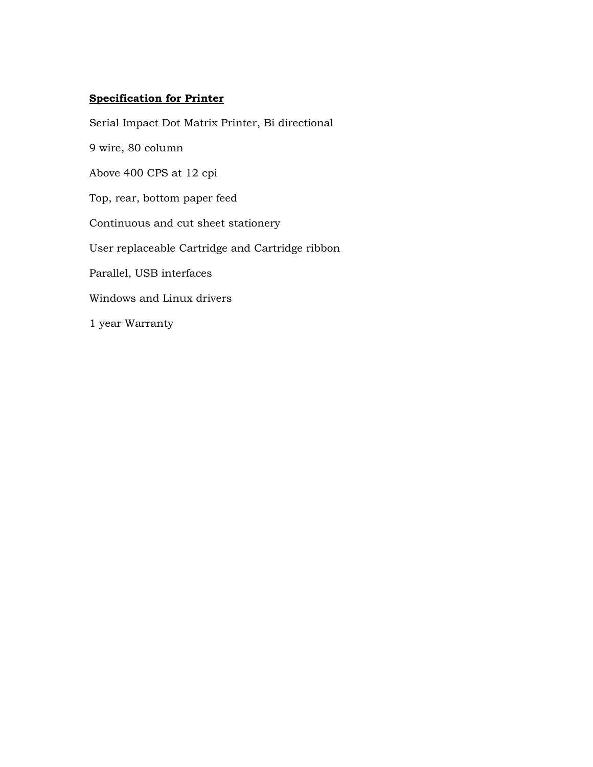**Specification for Printer**

Serial Impact Dot Matrix Printer, Bi directional

9 wire, 80 column

Above 400 CPS at 12 cpi

Top, rear, bottom paper feed

Continuous and cut sheet stationery

User replaceable Cartridge and Cartridge ribbon

Parallel, USB interfaces

Windows and Linux drivers

1 year Warranty